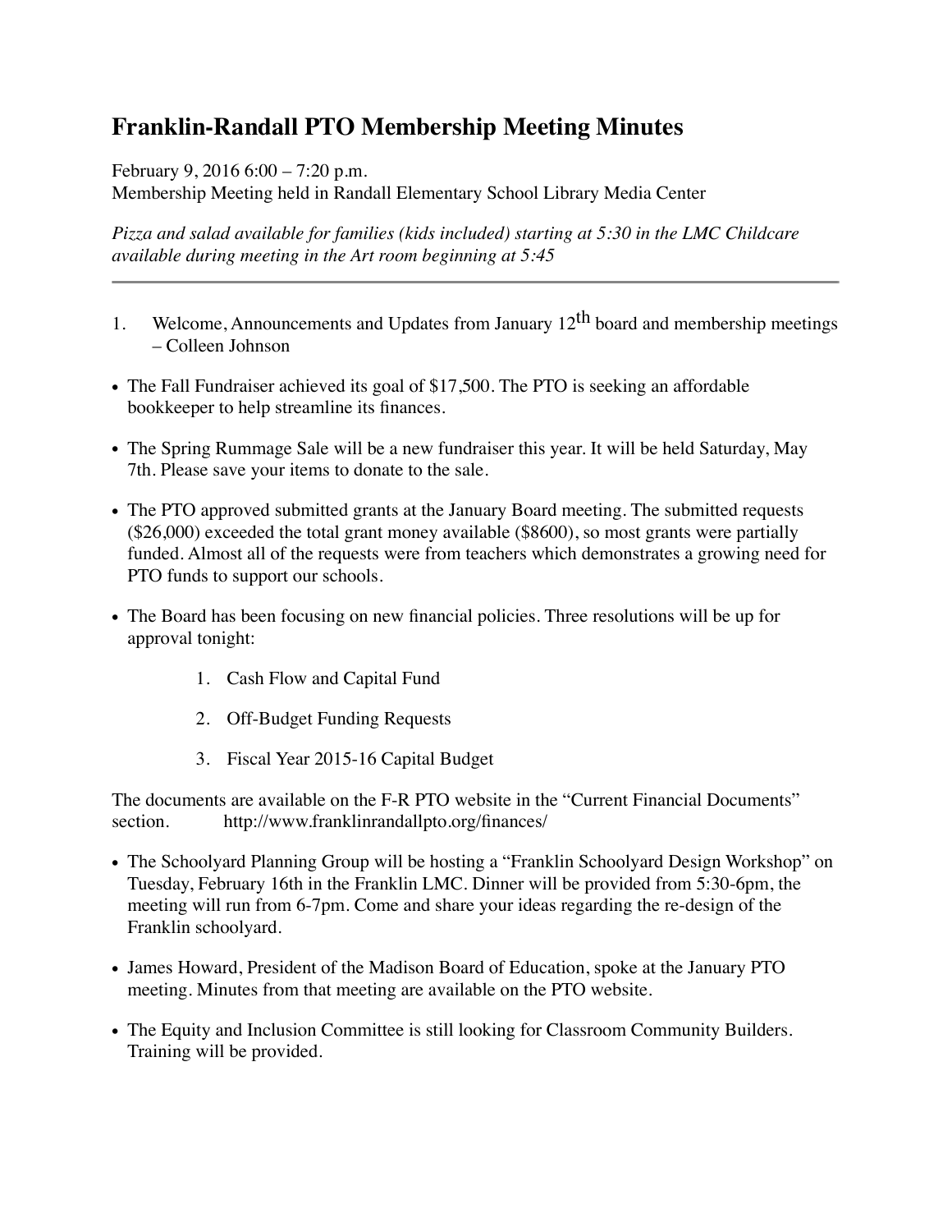# Franklin-Randall PTO Membership Meeting Minutes

February 9, 2016 6:00 – 7:20 p.m.
Membership Meeting held in Randall Elementary School Library Media Center

*Pizza and salad available for families (kids included) starting at 5:30 in the LMC Childcare available during meeting in the Art room beginning at 5:45*

---

1. Welcome, Announcements and Updates from January 12th board and membership meetings – Colleen Johnson

- The Fall Fundraiser achieved its goal of $17,500. The PTO is seeking an affordable bookkeeper to help streamline its finances.

- The Spring Rummage Sale will be a new fundraiser this year. It will be held Saturday, May 7th. Please save your items to donate to the sale.

- The PTO approved submitted grants at the January Board meeting. The submitted requests ($26,000) exceeded the total grant money available ($8600), so most grants were partially funded. Almost all of the requests were from teachers which demonstrates a growing need for PTO funds to support our schools.

- The Board has been focusing on new financial policies. Three resolutions will be up for approval tonight:

    1. Cash Flow and Capital Fund
    2. Off-Budget Funding Requests
    3. Fiscal Year 2015-16 Capital Budget

The documents are available on the F-R PTO website in the "Current Financial Documents" section. http://www.franklinrandallpto.org/finances/

- The Schoolyard Planning Group will be hosting a "Franklin Schoolyard Design Workshop" on Tuesday, February 16th in the Franklin LMC. Dinner will be provided from 5:30-6pm, the meeting will run from 6-7pm. Come and share your ideas regarding the re-design of the Franklin schoolyard.

- James Howard, President of the Madison Board of Education, spoke at the January PTO meeting. Minutes from that meeting are available on the PTO website.

- The Equity and Inclusion Committee is still looking for Classroom Community Builders. Training will be provided.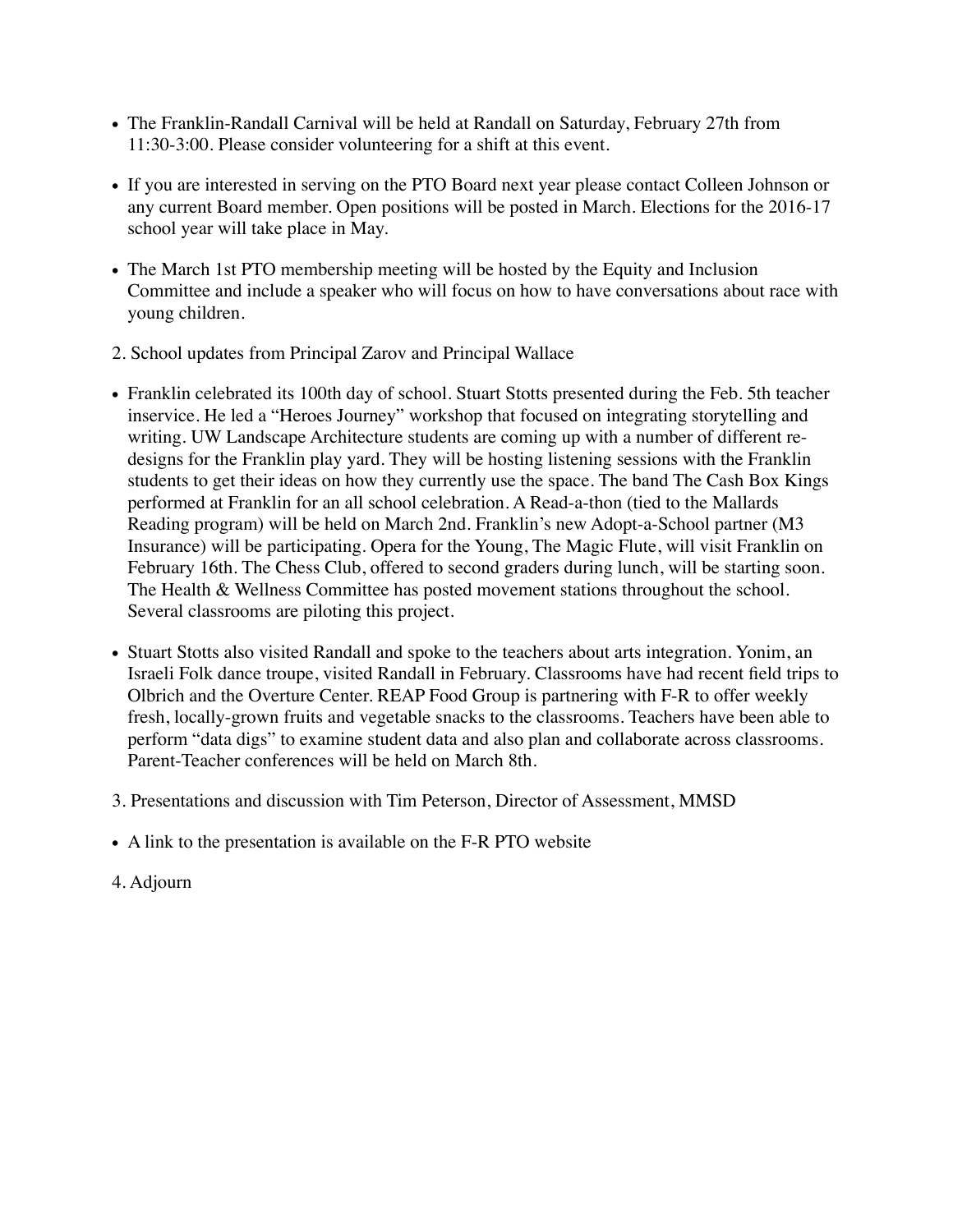- The Franklin-Randall Carnival will be held at Randall on Saturday, February 27th from 11:30-3:00. Please consider volunteering for a shift at this event.

- If you are interested in serving on the PTO Board next year please contact Colleen Johnson or any current Board member. Open positions will be posted in March. Elections for the 2016-17 school year will take place in May.

- The March 1st PTO membership meeting will be hosted by the Equity and Inclusion Committee and include a speaker who will focus on how to have conversations about race with young children.

2. School updates from Principal Zarov and Principal Wallace

- Franklin celebrated its 100th day of school. Stuart Stotts presented during the Feb. 5th teacher inservice. He led a "Heroes Journey" workshop that focused on integrating storytelling and writing. UW Landscape Architecture students are coming up with a number of different re-designs for the Franklin play yard. They will be hosting listening sessions with the Franklin students to get their ideas on how they currently use the space. The band The Cash Box Kings performed at Franklin for an all school celebration. A Read-a-thon (tied to the Mallards Reading program) will be held on March 2nd. Franklin's new Adopt-a-School partner (M3 Insurance) will be participating. Opera for the Young, The Magic Flute, will visit Franklin on February 16th. The Chess Club, offered to second graders during lunch, will be starting soon. The Health & Wellness Committee has posted movement stations throughout the school. Several classrooms are piloting this project.

- Stuart Stotts also visited Randall and spoke to the teachers about arts integration. Yonim, an Israeli Folk dance troupe, visited Randall in February. Classrooms have had recent field trips to Olbrich and the Overture Center. REAP Food Group is partnering with F-R to offer weekly fresh, locally-grown fruits and vegetable snacks to the classrooms. Teachers have been able to perform "data digs" to examine student data and also plan and collaborate across classrooms. Parent-Teacher conferences will be held on March 8th.

3. Presentations and discussion with Tim Peterson, Director of Assessment, MMSD

- A link to the presentation is available on the F-R PTO website

4. Adjourn